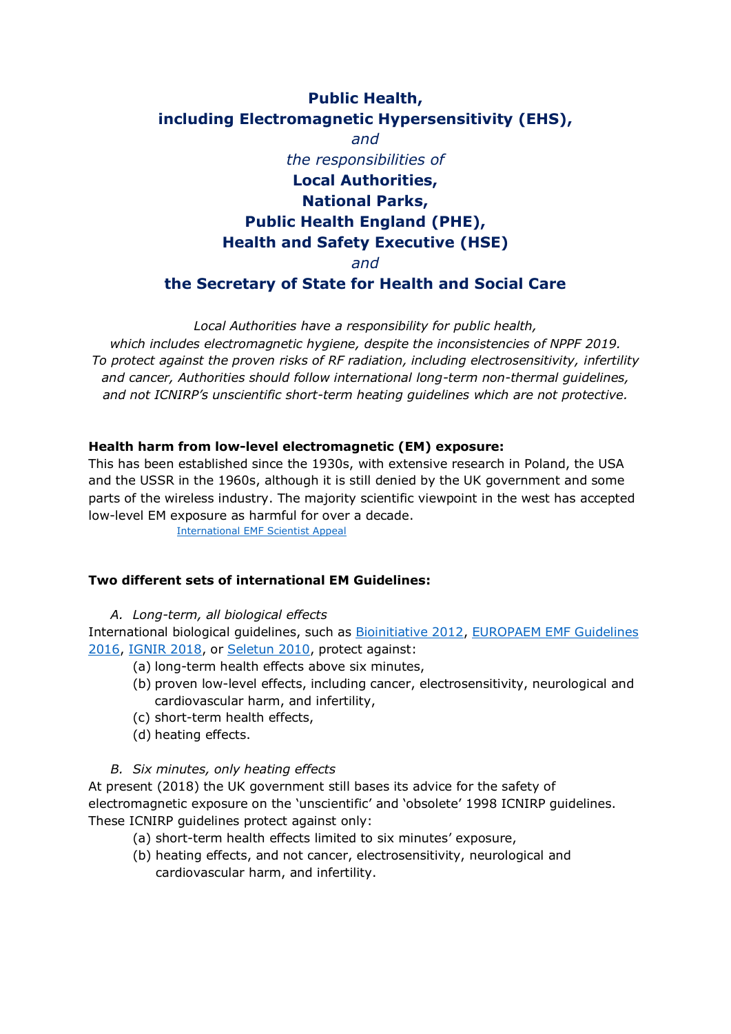# Public Health, including Electromagnetic Hypersensitivity (EHS),

*and*

*the responsibilities of*

**Local Authorities,**
**National Parks,**
**Public Health England (PHE),**
**Health and Safety Executive (HSE)**

*and*

**the Secretary of State for Health and Social Care**

*Local Authorities have a responsibility for public health, which includes electromagnetic hygiene, despite the inconsistencies of NPPF 2019. To protect against the proven risks of RF radiation, including electrosensitivity, infertility and cancer, Authorities should follow international long-term non-thermal guidelines, and not ICNIRP's unscientific short-term heating guidelines which are not protective.*

**Health harm from low-level electromagnetic (EM) exposure:**

This has been established since the 1930s, with extensive research in Poland, the USA and the USSR in the 1960s, although it is still denied by the UK government and some parts of the wireless industry. The majority scientific viewpoint in the west has accepted low-level EM exposure as harmful for over a decade.

International EMF Scientist Appeal

**Two different sets of international EM Guidelines:**

*A. Long-term, all biological effects*

International biological guidelines, such as Bioinitiative 2012, EUROPAEM EMF Guidelines 2016, IGNIR 2018, or Seletun 2010, protect against:

(a) long-term health effects above six minutes,
(b) proven low-level effects, including cancer, electrosensitivity, neurological and cardiovascular harm, and infertility,
(c) short-term health effects,
(d) heating effects.

*B. Six minutes, only heating effects*

At present (2018) the UK government still bases its advice for the safety of electromagnetic exposure on the 'unscientific' and 'obsolete' 1998 ICNIRP guidelines. These ICNIRP guidelines protect against only:

(a) short-term health effects limited to six minutes' exposure,
(b) heating effects, and not cancer, electrosensitivity, neurological and cardiovascular harm, and infertility.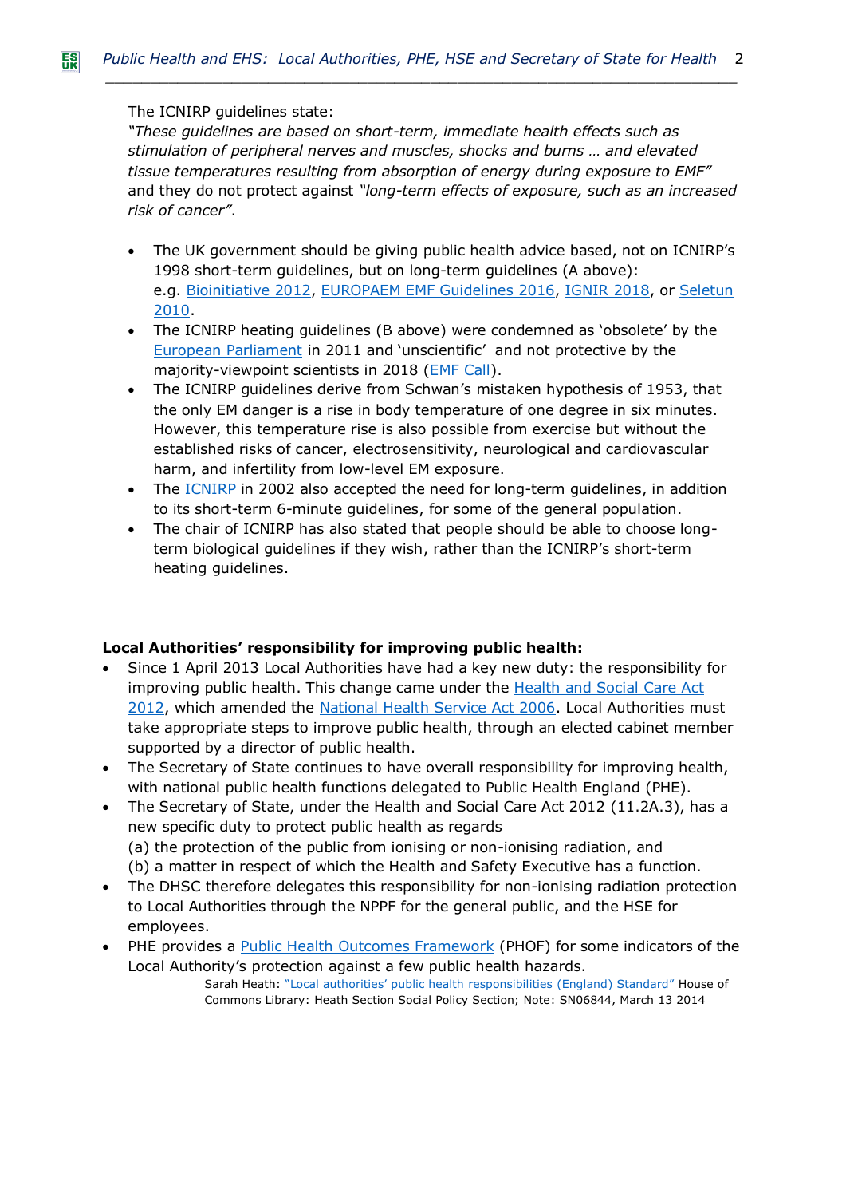The ICNIRP guidelines state:
*"These guidelines are based on short-term, immediate health effects such as stimulation of peripheral nerves and muscles, shocks and burns … and elevated tissue temperatures resulting from absorption of energy during exposure to EMF"* and they do not protect against *"long-term effects of exposure, such as an increased risk of cancer"*.

- The UK government should be giving public health advice based, not on ICNIRP's 1998 short-term guidelines, but on long-term guidelines (A above): e.g. Bioinitiative 2012, EUROPAEM EMF Guidelines 2016, IGNIR 2018, or Seletun 2010.
- The ICNIRP heating guidelines (B above) were condemned as 'obsolete' by the European Parliament in 2011 and 'unscientific' and not protective by the majority-viewpoint scientists in 2018 (EMF Call).
- The ICNIRP guidelines derive from Schwan's mistaken hypothesis of 1953, that the only EM danger is a rise in body temperature of one degree in six minutes. However, this temperature rise is also possible from exercise but without the established risks of cancer, electrosensitivity, neurological and cardiovascular harm, and infertility from low-level EM exposure.
- The ICNIRP in 2002 also accepted the need for long-term guidelines, in addition to its short-term 6-minute guidelines, for some of the general population.
- The chair of ICNIRP has also stated that people should be able to choose long-term biological guidelines if they wish, rather than the ICNIRP's short-term heating guidelines.

**Local Authorities' responsibility for improving public health:**

- Since 1 April 2013 Local Authorities have had a key new duty: the responsibility for improving public health. This change came under the Health and Social Care Act 2012, which amended the National Health Service Act 2006. Local Authorities must take appropriate steps to improve public health, through an elected cabinet member supported by a director of public health.
- The Secretary of State continues to have overall responsibility for improving health, with national public health functions delegated to Public Health England (PHE).
- The Secretary of State, under the Health and Social Care Act 2012 (11.2A.3), has a new specific duty to protect public health as regards
  (a) the protection of the public from ionising or non-ionising radiation, and
  (b) a matter in respect of which the Health and Safety Executive has a function.
- The DHSC therefore delegates this responsibility for non-ionising radiation protection to Local Authorities through the NPPF for the general public, and the HSE for employees.
- PHE provides a Public Health Outcomes Framework (PHOF) for some indicators of the Local Authority's protection against a few public health hazards.

Sarah Heath: "Local authorities' public health responsibilities (England) Standard" House of Commons Library: Heath Section Social Policy Section; Note: SN06844, March 13 2014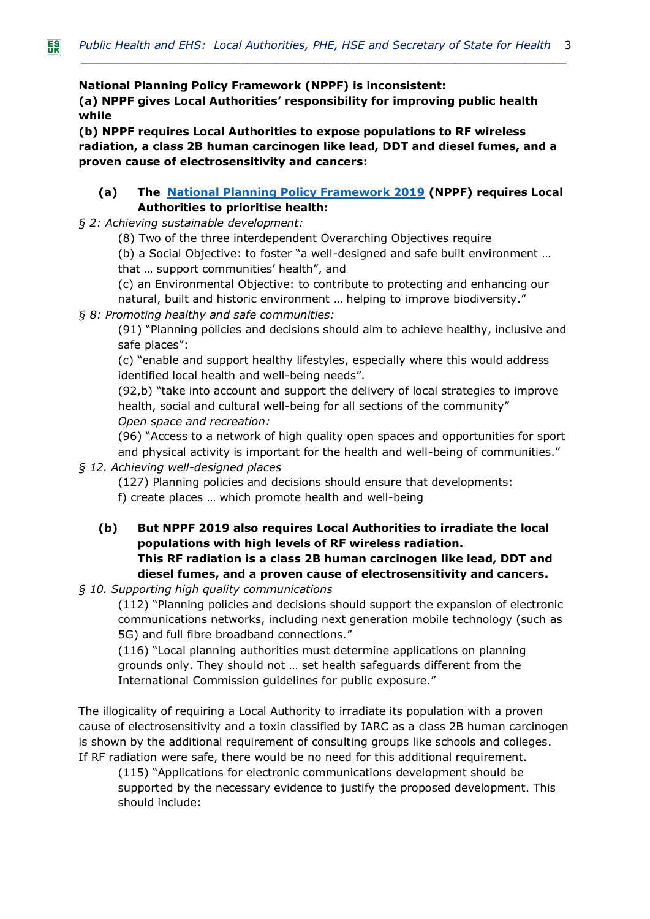**National Planning Policy Framework (NPPF) is inconsistent:**
**(a) NPPF gives Local Authorities' responsibility for improving public health while**
**(b) NPPF requires Local Authorities to expose populations to RF wireless radiation, a class 2B human carcinogen like lead, DDT and diesel fumes, and a proven cause of electrosensitivity and cancers:**

**(a) The [National Planning Policy Framework 2019](#) (NPPF) requires Local Authorities to prioritise health:**

*§ 2: Achieving sustainable development:*

(8) Two of the three interdependent Overarching Objectives require

(b) a Social Objective: to foster "a well-designed and safe built environment … that … support communities' health", and

(c) an Environmental Objective: to contribute to protecting and enhancing our natural, built and historic environment … helping to improve biodiversity."

*§ 8: Promoting healthy and safe communities:*

(91) "Planning policies and decisions should aim to achieve healthy, inclusive and safe places":

(c) "enable and support healthy lifestyles, especially where this would address identified local health and well-being needs".

(92,b) "take into account and support the delivery of local strategies to improve health, social and cultural well-being for all sections of the community"

*Open space and recreation:*

(96) "Access to a network of high quality open spaces and opportunities for sport and physical activity is important for the health and well-being of communities."

*§ 12. Achieving well-designed places*

(127) Planning policies and decisions should ensure that developments:

f) create places … which promote health and well-being

**(b) But NPPF 2019 also requires Local Authorities to irradiate the local populations with high levels of RF wireless radiation.**
**This RF radiation is a class 2B human carcinogen like lead, DDT and diesel fumes, and a proven cause of electrosensitivity and cancers.**

*§ 10. Supporting high quality communications*

(112) "Planning policies and decisions should support the expansion of electronic communications networks, including next generation mobile technology (such as 5G) and full fibre broadband connections."

(116) "Local planning authorities must determine applications on planning grounds only. They should not … set health safeguards different from the International Commission guidelines for public exposure."

The illogicality of requiring a Local Authority to irradiate its population with a proven cause of electrosensitivity and a toxin classified by IARC as a class 2B human carcinogen is shown by the additional requirement of consulting groups like schools and colleges. If RF radiation were safe, there would be no need for this additional requirement.

(115) "Applications for electronic communications development should be supported by the necessary evidence to justify the proposed development. This should include: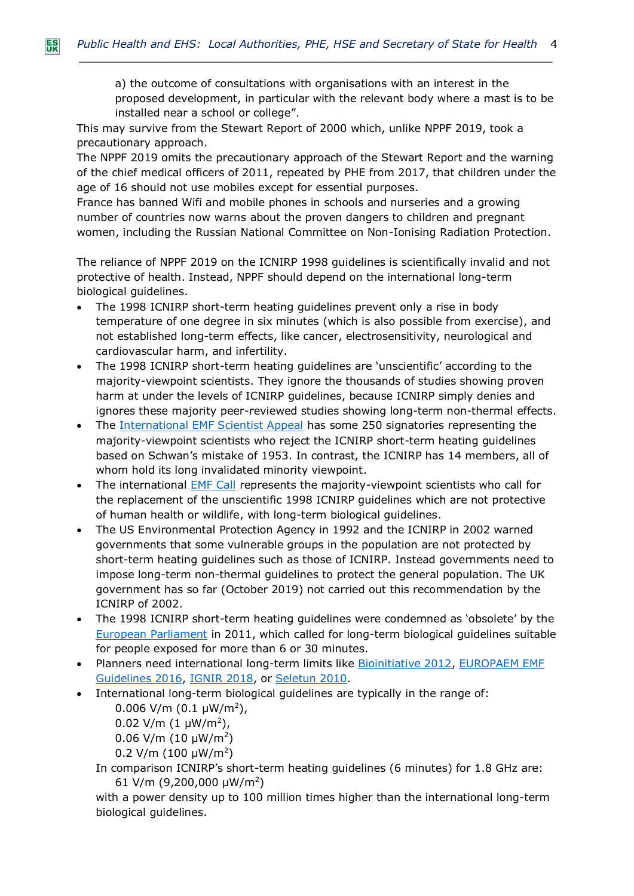a) the outcome of consultations with organisations with an interest in the proposed development, in particular with the relevant body where a mast is to be installed near a school or college".

This may survive from the Stewart Report of 2000 which, unlike NPPF 2019, took a precautionary approach.

The NPPF 2019 omits the precautionary approach of the Stewart Report and the warning of the chief medical officers of 2011, repeated by PHE from 2017, that children under the age of 16 should not use mobiles except for essential purposes.

France has banned Wifi and mobile phones in schools and nurseries and a growing number of countries now warns about the proven dangers to children and pregnant women, including the Russian National Committee on Non-Ionising Radiation Protection.

The reliance of NPPF 2019 on the ICNIRP 1998 guidelines is scientifically invalid and not protective of health. Instead, NPPF should depend on the international long-term biological guidelines.

- The 1998 ICNIRP short-term heating guidelines prevent only a rise in body temperature of one degree in six minutes (which is also possible from exercise), and not established long-term effects, like cancer, electrosensitivity, neurological and cardiovascular harm, and infertility.
- The 1998 ICNIRP short-term heating guidelines are 'unscientific' according to the majority-viewpoint scientists. They ignore the thousands of studies showing proven harm at under the levels of ICNIRP guidelines, because ICNIRP simply denies and ignores these majority peer-reviewed studies showing long-term non-thermal effects.
- The International EMF Scientist Appeal has some 250 signatories representing the majority-viewpoint scientists who reject the ICNIRP short-term heating guidelines based on Schwan's mistake of 1953. In contrast, the ICNIRP has 14 members, all of whom hold its long invalidated minority viewpoint.
- The international EMF Call represents the majority-viewpoint scientists who call for the replacement of the unscientific 1998 ICNIRP guidelines which are not protective of human health or wildlife, with long-term biological guidelines.
- The US Environmental Protection Agency in 1992 and the ICNIRP in 2002 warned governments that some vulnerable groups in the population are not protected by short-term heating guidelines such as those of ICNIRP. Instead governments need to impose long-term non-thermal guidelines to protect the general population. The UK government has so far (October 2019) not carried out this recommendation by the ICNIRP of 2002.
- The 1998 ICNIRP short-term heating guidelines were condemned as 'obsolete' by the European Parliament in 2011, which called for long-term biological guidelines suitable for people exposed for more than 6 or 30 minutes.
- Planners need international long-term limits like Bioinitiative 2012, EUROPAEM EMF Guidelines 2016, IGNIR 2018, or Seletun 2010.
- International long-term biological guidelines are typically in the range of:

  0.006 V/m (0.1 μW/m$^2$),

  0.02 V/m (1 μW/m$^2$),

  0.06 V/m (10 μW/m$^2$)

  0.2 V/m (100 μW/m$^2$)

  In comparison ICNIRP's short-term heating guidelines (6 minutes) for 1.8 GHz are:

  61 V/m (9,200,000 μW/m$^2$)

  with a power density up to 100 million times higher than the international long-term biological guidelines.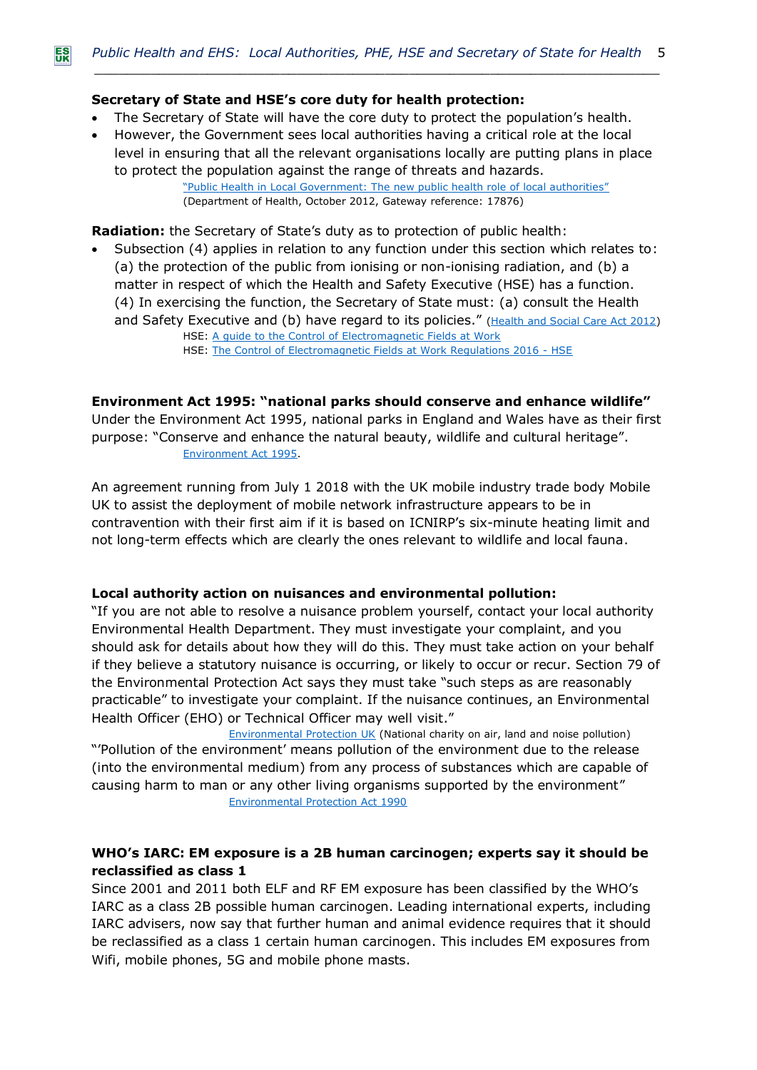**Secretary of State and HSE's core duty for health protection:**

- The Secretary of State will have the core duty to protect the population's health.
- However, the Government sees local authorities having a critical role at the local level in ensuring that all the relevant organisations locally are putting plans in place to protect the population against the range of threats and hazards.

"Public Health in Local Government: The new public health role of local authorities" (Department of Health, October 2012, Gateway reference: 17876)

**Radiation:** the Secretary of State's duty as to protection of public health:

- Subsection (4) applies in relation to any function under this section which relates to: (a) the protection of the public from ionising or non-ionising radiation, and (b) a matter in respect of which the Health and Safety Executive (HSE) has a function. (4) In exercising the function, the Secretary of State must: (a) consult the Health and Safety Executive and (b) have regard to its policies." (Health and Social Care Act 2012)

HSE: A guide to the Control of Electromagnetic Fields at Work
HSE: The Control of Electromagnetic Fields at Work Regulations 2016 - HSE

**Environment Act 1995: "national parks should conserve and enhance wildlife"**

Under the Environment Act 1995, national parks in England and Wales have as their first purpose: "Conserve and enhance the natural beauty, wildlife and cultural heritage".
Environment Act 1995.

An agreement running from July 1 2018 with the UK mobile industry trade body Mobile UK to assist the deployment of mobile network infrastructure appears to be in contravention with their first aim if it is based on ICNIRP's six-minute heating limit and not long-term effects which are clearly the ones relevant to wildlife and local fauna.

**Local authority action on nuisances and environmental pollution:**

"If you are not able to resolve a nuisance problem yourself, contact your local authority Environmental Health Department. They must investigate your complaint, and you should ask for details about how they will do this. They must take action on your behalf if they believe a statutory nuisance is occurring, or likely to occur or recur. Section 79 of the Environmental Protection Act says they must take "such steps as are reasonably practicable" to investigate your complaint. If the nuisance continues, an Environmental Health Officer (EHO) or Technical Officer may well visit."

Environmental Protection UK (National charity on air, land and noise pollution)

"'Pollution of the environment' means pollution of the environment due to the release (into the environmental medium) from any process of substances which are capable of causing harm to man or any other living organisms supported by the environment"

Environmental Protection Act 1990

**WHO's IARC: EM exposure is a 2B human carcinogen; experts say it should be reclassified as class 1**

Since 2001 and 2011 both ELF and RF EM exposure has been classified by the WHO's IARC as a class 2B possible human carcinogen. Leading international experts, including IARC advisers, now say that further human and animal evidence requires that it should be reclassified as a class 1 certain human carcinogen. This includes EM exposures from Wifi, mobile phones, 5G and mobile phone masts.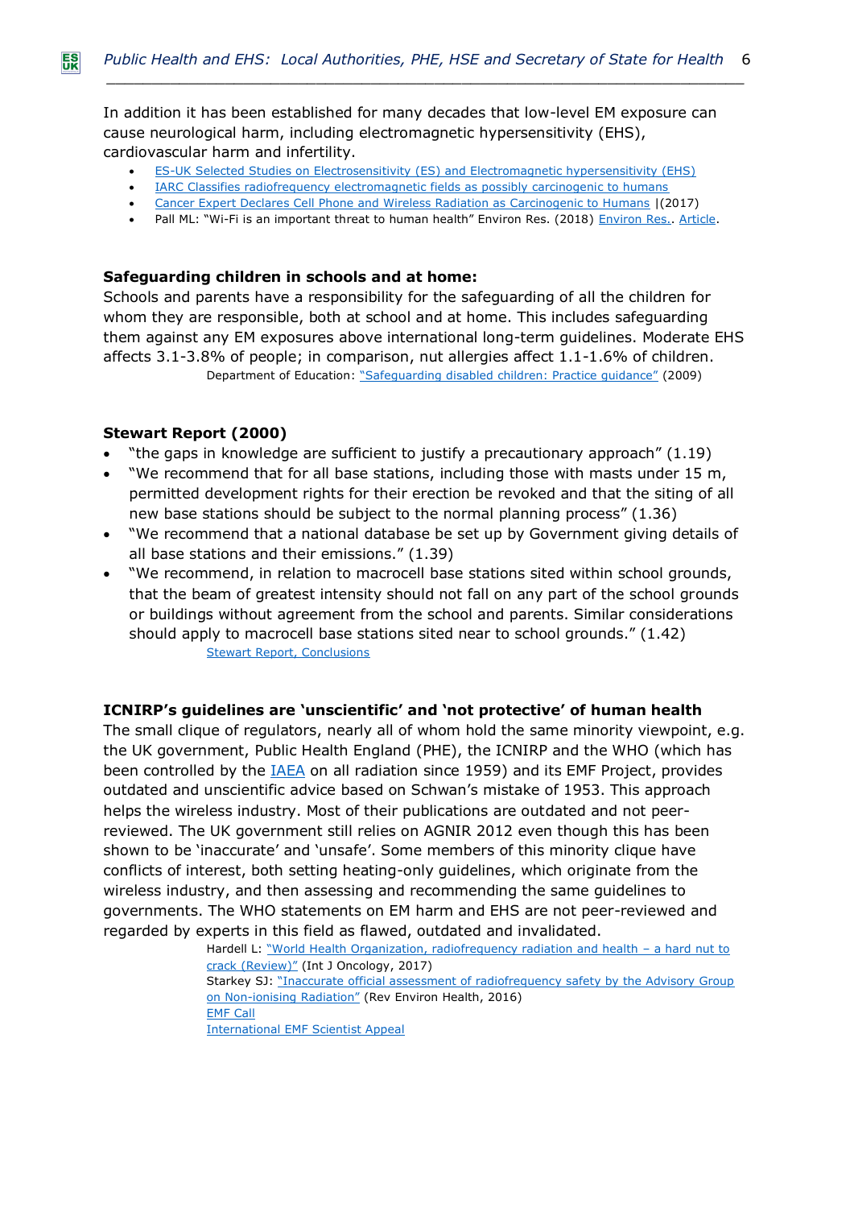In addition it has been established for many decades that low-level EM exposure can cause neurological harm, including electromagnetic hypersensitivity (EHS), cardiovascular harm and infertility.

- ES-UK Selected Studies on Electrosensitivity (ES) and Electromagnetic hypersensitivity (EHS)
- IARC Classifies radiofrequency electromagnetic fields as possibly carcinogenic to humans
- Cancer Expert Declares Cell Phone and Wireless Radiation as Carcinogenic to Humans |(2017)
- Pall ML: "Wi-Fi is an important threat to human health" Environ Res. (2018) Environ Res.. Article.

**Safeguarding children in schools and at home:**

Schools and parents have a responsibility for the safeguarding of all the children for whom they are responsible, both at school and at home. This includes safeguarding them against any EM exposures above international long-term guidelines. Moderate EHS affects 3.1-3.8% of people; in comparison, nut allergies affect 1.1-1.6% of children.

Department of Education: "Safeguarding disabled children: Practice guidance" (2009)

**Stewart Report (2000)**

- "the gaps in knowledge are sufficient to justify a precautionary approach" (1.19)
- "We recommend that for all base stations, including those with masts under 15 m, permitted development rights for their erection be revoked and that the siting of all new base stations should be subject to the normal planning process" (1.36)
- "We recommend that a national database be set up by Government giving details of all base stations and their emissions." (1.39)
- "We recommend, in relation to macrocell base stations sited within school grounds, that the beam of greatest intensity should not fall on any part of the school grounds or buildings without agreement from the school and parents. Similar considerations should apply to macrocell base stations sited near to school grounds." (1.42)

Stewart Report, Conclusions

**ICNIRP's guidelines are 'unscientific' and 'not protective' of human health**

The small clique of regulators, nearly all of whom hold the same minority viewpoint, e.g. the UK government, Public Health England (PHE), the ICNIRP and the WHO (which has been controlled by the IAEA on all radiation since 1959) and its EMF Project, provides outdated and unscientific advice based on Schwan's mistake of 1953. This approach helps the wireless industry. Most of their publications are outdated and not peer-reviewed. The UK government still relies on AGNIR 2012 even though this has been shown to be 'inaccurate' and 'unsafe'. Some members of this minority clique have conflicts of interest, both setting heating-only guidelines, which originate from the wireless industry, and then assessing and recommending the same guidelines to governments. The WHO statements on EM harm and EHS are not peer-reviewed and regarded by experts in this field as flawed, outdated and invalidated.

Hardell L: "World Health Organization, radiofrequency radiation and health – a hard nut to crack (Review)" (Int J Oncology, 2017)
Starkey SJ: "Inaccurate official assessment of radiofrequency safety by the Advisory Group on Non-ionising Radiation" (Rev Environ Health, 2016)
EMF Call
International EMF Scientist Appeal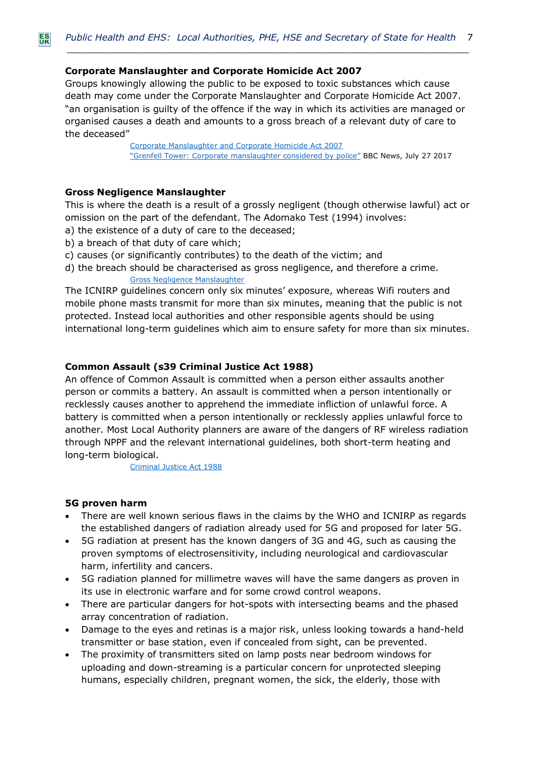### Corporate Manslaughter and Corporate Homicide Act 2007

Groups knowingly allowing the public to be exposed to toxic substances which cause death may come under the Corporate Manslaughter and Corporate Homicide Act 2007. "an organisation is guilty of the offence if the way in which its activities are managed or organised causes a death and amounts to a gross breach of a relevant duty of care to the deceased"

Corporate Manslaughter and Corporate Homicide Act 2007
"Grenfell Tower: Corporate manslaughter considered by police" BBC News, July 27 2017

### Gross Negligence Manslaughter

This is where the death is a result of a grossly negligent (though otherwise lawful) act or omission on the part of the defendant. The Adomako Test (1994) involves:

a) the existence of a duty of care to the deceased;
b) a breach of that duty of care which;
c) causes (or significantly contributes) to the death of the victim; and
d) the breach should be characterised as gross negligence, and therefore a crime.

Gross Negligence Manslaughter

The ICNIRP guidelines concern only six minutes' exposure, whereas Wifi routers and mobile phone masts transmit for more than six minutes, meaning that the public is not protected. Instead local authorities and other responsible agents should be using international long-term guidelines which aim to ensure safety for more than six minutes.

### Common Assault (s39 Criminal Justice Act 1988)

An offence of Common Assault is committed when a person either assaults another person or commits a battery. An assault is committed when a person intentionally or recklessly causes another to apprehend the immediate infliction of unlawful force. A battery is committed when a person intentionally or recklessly applies unlawful force to another. Most Local Authority planners are aware of the dangers of RF wireless radiation through NPPF and the relevant international guidelines, both short-term heating and long-term biological.

Criminal Justice Act 1988

### 5G proven harm

- There are well known serious flaws in the claims by the WHO and ICNIRP as regards the established dangers of radiation already used for 5G and proposed for later 5G.
- 5G radiation at present has the known dangers of 3G and 4G, such as causing the proven symptoms of electrosensitivity, including neurological and cardiovascular harm, infertility and cancers.
- 5G radiation planned for millimetre waves will have the same dangers as proven in its use in electronic warfare and for some crowd control weapons.
- There are particular dangers for hot-spots with intersecting beams and the phased array concentration of radiation.
- Damage to the eyes and retinas is a major risk, unless looking towards a hand-held transmitter or base station, even if concealed from sight, can be prevented.
- The proximity of transmitters sited on lamp posts near bedroom windows for uploading and down-streaming is a particular concern for unprotected sleeping humans, especially children, pregnant women, the sick, the elderly, those with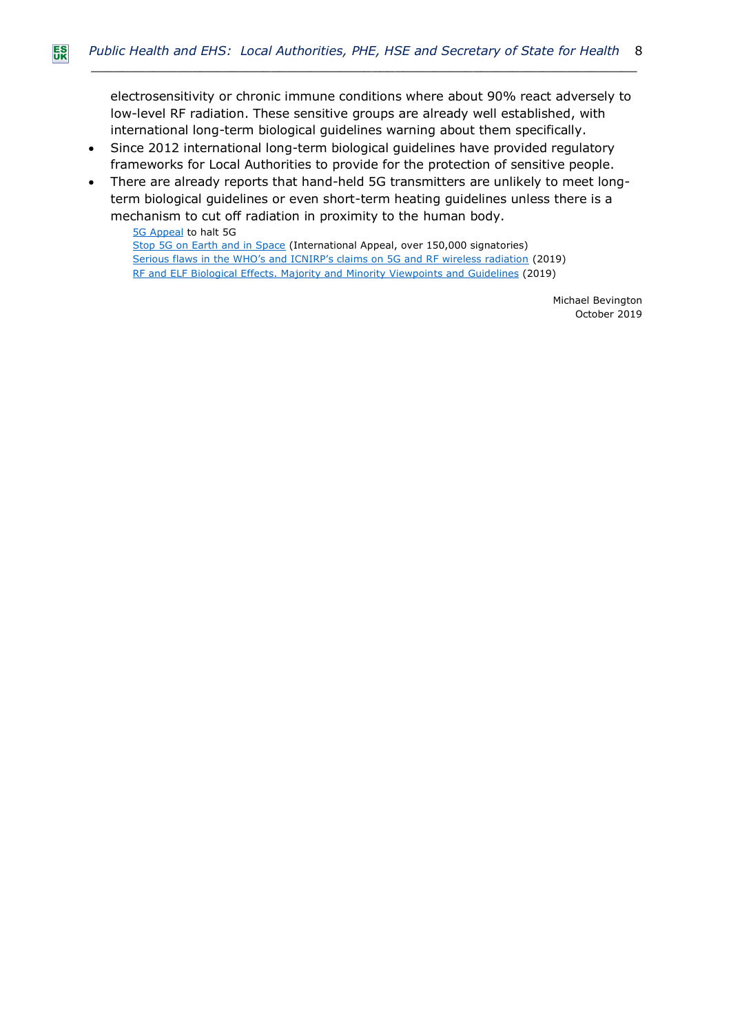electrosensitivity or chronic immune conditions where about 90% react adversely to low-level RF radiation. These sensitive groups are already well established, with international long-term biological guidelines warning about them specifically.

- Since 2012 international long-term biological guidelines have provided regulatory frameworks for Local Authorities to provide for the protection of sensitive people.
- There are already reports that hand-held 5G transmitters are unlikely to meet long-term biological guidelines or even short-term heating guidelines unless there is a mechanism to cut off radiation in proximity to the human body.

  5G Appeal to halt 5G
  Stop 5G on Earth and in Space (International Appeal, over 150,000 signatories)
  Serious flaws in the WHO's and ICNIRP's claims on 5G and RF wireless radiation (2019)
  RF and ELF Biological Effects. Majority and Minority Viewpoints and Guidelines (2019)

Michael Bevington
October 2019